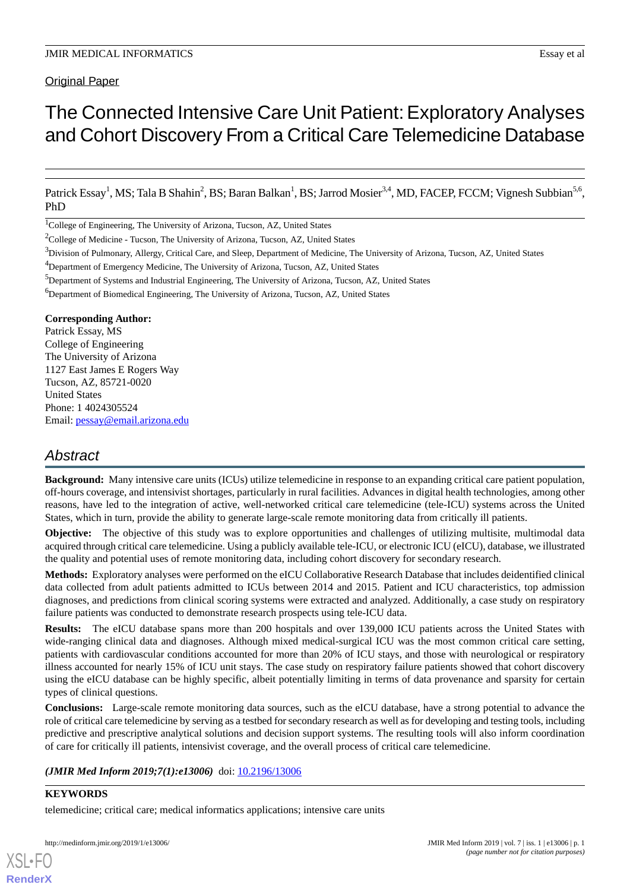Original Paper

# The Connected Intensive Care Unit Patient: Exploratory Analyses and Cohort Discovery From a Critical Care Telemedicine Database

Patrick Essay[1], MS; Tala B Shahin[2], BS; Baran Balkan[1], BS; Jarrod Mosier[3,4], MD, FACEP, FCCM; Vignesh Subbian[5,6], PhD

[1]College of Engineering, The University of Arizona, Tucson, AZ, United States

[2]College of Medicine - Tucson, The University of Arizona, Tucson, AZ, United States

[3]Division of Pulmonary, Allergy, Critical Care, and Sleep, Department of Medicine, The University of Arizona, Tucson, AZ, United States

[4]Department of Emergency Medicine, The University of Arizona, Tucson, AZ, United States

[5]Department of Systems and Industrial Engineering, The University of Arizona, Tucson, AZ, United States

[6]Department of Biomedical Engineering, The University of Arizona, Tucson, AZ, United States

**Corresponding Author:**
Patrick Essay, MS
College of Engineering
The University of Arizona
1127 East James E Rogers Way
Tucson, AZ, 85721-0020
United States
Phone: 1 4024305524
Email: pessay@email.arizona.edu

## Abstract

**Background:** Many intensive care units (ICUs) utilize telemedicine in response to an expanding critical care patient population, off-hours coverage, and intensivist shortages, particularly in rural facilities. Advances in digital health technologies, among other reasons, have led to the integration of active, well-networked critical care telemedicine (tele-ICU) systems across the United States, which in turn, provide the ability to generate large-scale remote monitoring data from critically ill patients.

**Objective:** The objective of this study was to explore opportunities and challenges of utilizing multisite, multimodal data acquired through critical care telemedicine. Using a publicly available tele-ICU, or electronic ICU (eICU), database, we illustrated the quality and potential uses of remote monitoring data, including cohort discovery for secondary research.

**Methods:** Exploratory analyses were performed on the eICU Collaborative Research Database that includes deidentified clinical data collected from adult patients admitted to ICUs between 2014 and 2015. Patient and ICU characteristics, top admission diagnoses, and predictions from clinical scoring systems were extracted and analyzed. Additionally, a case study on respiratory failure patients was conducted to demonstrate research prospects using tele-ICU data.

**Results:** The eICU database spans more than 200 hospitals and over 139,000 ICU patients across the United States with wide-ranging clinical data and diagnoses. Although mixed medical-surgical ICU was the most common critical care setting, patients with cardiovascular conditions accounted for more than 20% of ICU stays, and those with neurological or respiratory illness accounted for nearly 15% of ICU unit stays. The case study on respiratory failure patients showed that cohort discovery using the eICU database can be highly specific, albeit potentially limiting in terms of data provenance and sparsity for certain types of clinical questions.

**Conclusions:** Large-scale remote monitoring data sources, such as the eICU database, have a strong potential to advance the role of critical care telemedicine by serving as a testbed for secondary research as well as for developing and testing tools, including predictive and prescriptive analytical solutions and decision support systems. The resulting tools will also inform coordination of care for critically ill patients, intensivist coverage, and the overall process of critical care telemedicine.

***(JMIR Med Inform 2019;7(1):e13006)*** doi: 10.2196/13006

**KEYWORDS**

telemedicine; critical care; medical informatics applications; intensive care units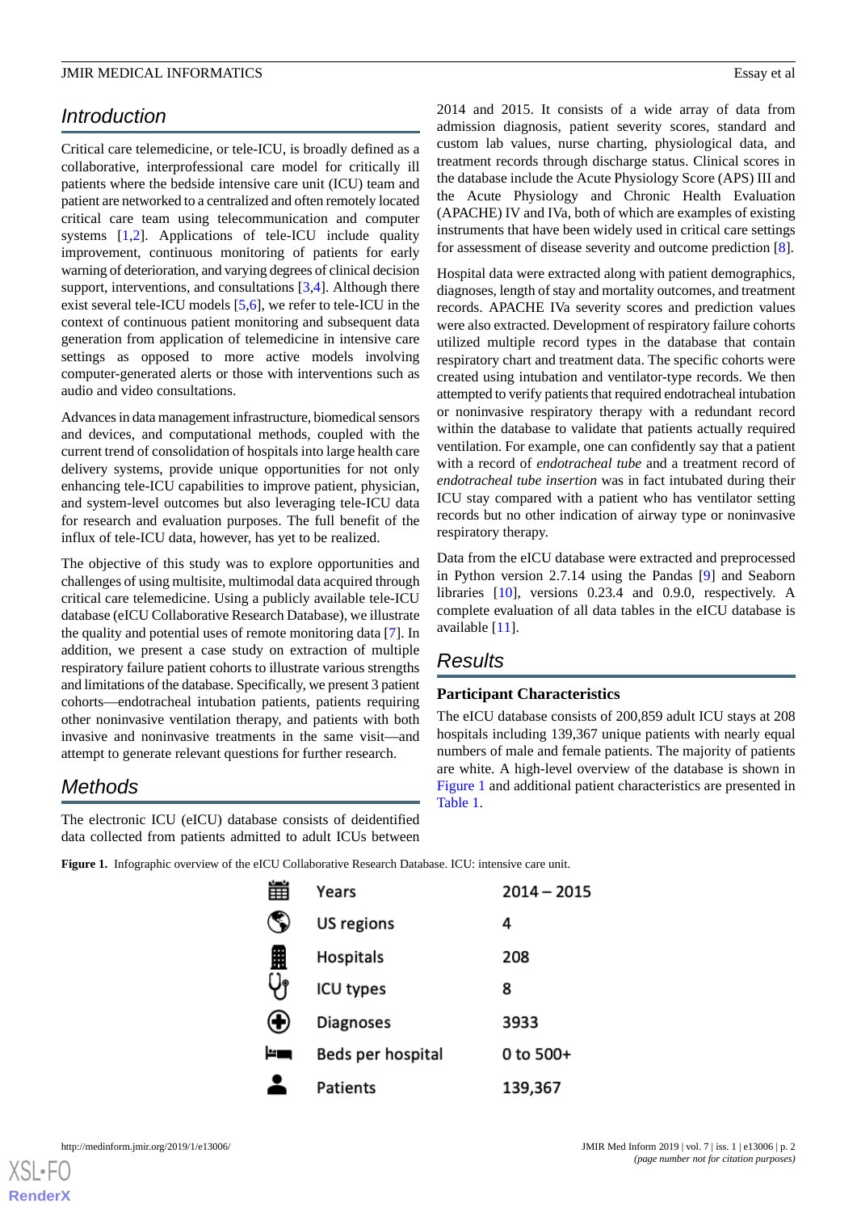## Introduction

Critical care telemedicine, or tele-ICU, is broadly defined as a collaborative, interprofessional care model for critically ill patients where the bedside intensive care unit (ICU) team and patient are networked to a centralized and often remotely located critical care team using telecommunication and computer systems [1,2]. Applications of tele-ICU include quality improvement, continuous monitoring of patients for early warning of deterioration, and varying degrees of clinical decision support, interventions, and consultations [3,4]. Although there exist several tele-ICU models [5,6], we refer to tele-ICU in the context of continuous patient monitoring and subsequent data generation from application of telemedicine in intensive care settings as opposed to more active models involving computer-generated alerts or those with interventions such as audio and video consultations.

Advances in data management infrastructure, biomedical sensors and devices, and computational methods, coupled with the current trend of consolidation of hospitals into large health care delivery systems, provide unique opportunities for not only enhancing tele-ICU capabilities to improve patient, physician, and system-level outcomes but also leveraging tele-ICU data for research and evaluation purposes. The full benefit of the influx of tele-ICU data, however, has yet to be realized.

The objective of this study was to explore opportunities and challenges of using multisite, multimodal data acquired through critical care telemedicine. Using a publicly available tele-ICU database (eICU Collaborative Research Database), we illustrate the quality and potential uses of remote monitoring data [7]. In addition, we present a case study on extraction of multiple respiratory failure patient cohorts to illustrate various strengths and limitations of the database. Specifically, we present 3 patient cohorts—endotracheal intubation patients, patients requiring other noninvasive ventilation therapy, and patients with both invasive and noninvasive treatments in the same visit—and attempt to generate relevant questions for further research.

## Methods

The electronic ICU (eICU) database consists of deidentified data collected from patients admitted to adult ICUs between 2014 and 2015. It consists of a wide array of data from admission diagnosis, patient severity scores, standard and custom lab values, nurse charting, physiological data, and treatment records through discharge status. Clinical scores in the database include the Acute Physiology Score (APS) III and the Acute Physiology and Chronic Health Evaluation (APACHE) IV and IVa, both of which are examples of existing instruments that have been widely used in critical care settings for assessment of disease severity and outcome prediction [8].

Hospital data were extracted along with patient demographics, diagnoses, length of stay and mortality outcomes, and treatment records. APACHE IVa severity scores and prediction values were also extracted. Development of respiratory failure cohorts utilized multiple record types in the database that contain respiratory chart and treatment data. The specific cohorts were created using intubation and ventilator-type records. We then attempted to verify patients that required endotracheal intubation or noninvasive respiratory therapy with a redundant record within the database to validate that patients actually required ventilation. For example, one can confidently say that a patient with a record of *endotracheal tube* and a treatment record of *endotracheal tube insertion* was in fact intubated during their ICU stay compared with a patient who has ventilator setting records but no other indication of airway type or noninvasive respiratory therapy.

Data from the eICU database were extracted and preprocessed in Python version 2.7.14 using the Pandas [9] and Seaborn libraries [10], versions 0.23.4 and 0.9.0, respectively. A complete evaluation of all data tables in the eICU database is available [11].

## Results

### Participant Characteristics

The eICU database consists of 200,859 adult ICU stays at 208 hospitals including 139,367 unique patients with nearly equal numbers of male and female patients. The majority of patients are white. A high-level overview of the database is shown in Figure 1 and additional patient characteristics are presented in Table 1.

**Figure 1.** Infographic overview of the eICU Collaborative Research Database. ICU: intensive care unit.

| | |
|---|---|
| Years | 2014 – 2015 |
| US regions | 4 |
| Hospitals | 208 |
| ICU types | 8 |
| Diagnoses | 3933 |
| Beds per hospital | 0 to 500+ |
| Patients | 139,367 |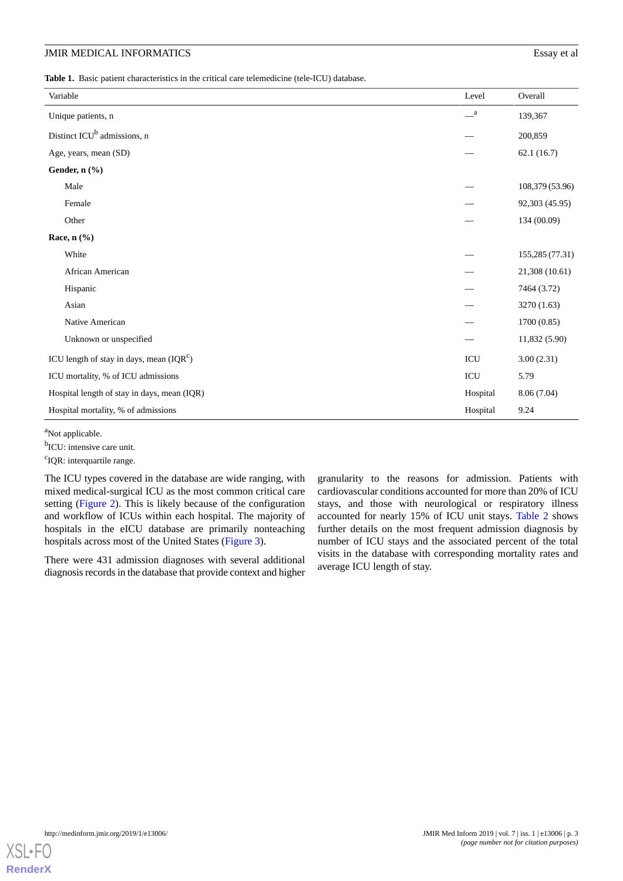**Table 1.** Basic patient characteristics in the critical care telemedicine (tele-ICU) database.

| Variable | Level | Overall |
|---|---|---|
| Unique patients, n | —[a] | 139,367 |
| Distinct ICU[b] admissions, n | — | 200,859 |
| Age, years, mean (SD) | — | 62.1 (16.7) |
| **Gender, n (%)** | | |
| Male | — | 108,379 (53.96) |
| Female | — | 92,303 (45.95) |
| Other | — | 134 (00.09) |
| **Race, n (%)** | | |
| White | — | 155,285 (77.31) |
| African American | — | 21,308 (10.61) |
| Hispanic | — | 7464 (3.72) |
| Asian | — | 3270 (1.63) |
| Native American | — | 1700 (0.85) |
| Unknown or unspecified | — | 11,832 (5.90) |
| ICU length of stay in days, mean (IQR[c]) | ICU | 3.00 (2.31) |
| ICU mortality, % of ICU admissions | ICU | 5.79 |
| Hospital length of stay in days, mean (IQR) | Hospital | 8.06 (7.04) |
| Hospital mortality, % of admissions | Hospital | 9.24 |

[a]Not applicable.

[b]ICU: intensive care unit.

[c]IQR: interquartile range.

The ICU types covered in the database are wide ranging, with mixed medical-surgical ICU as the most common critical care setting (Figure 2). This is likely because of the configuration and workflow of ICUs within each hospital. The majority of hospitals in the eICU database are primarily nonteaching hospitals across most of the United States (Figure 3).

There were 431 admission diagnoses with several additional diagnosis records in the database that provide context and higher granularity to the reasons for admission. Patients with cardiovascular conditions accounted for more than 20% of ICU stays, and those with neurological or respiratory illness accounted for nearly 15% of ICU unit stays. Table 2 shows further details on the most frequent admission diagnosis by number of ICU stays and the associated percent of the total visits in the database with corresponding mortality rates and average ICU length of stay.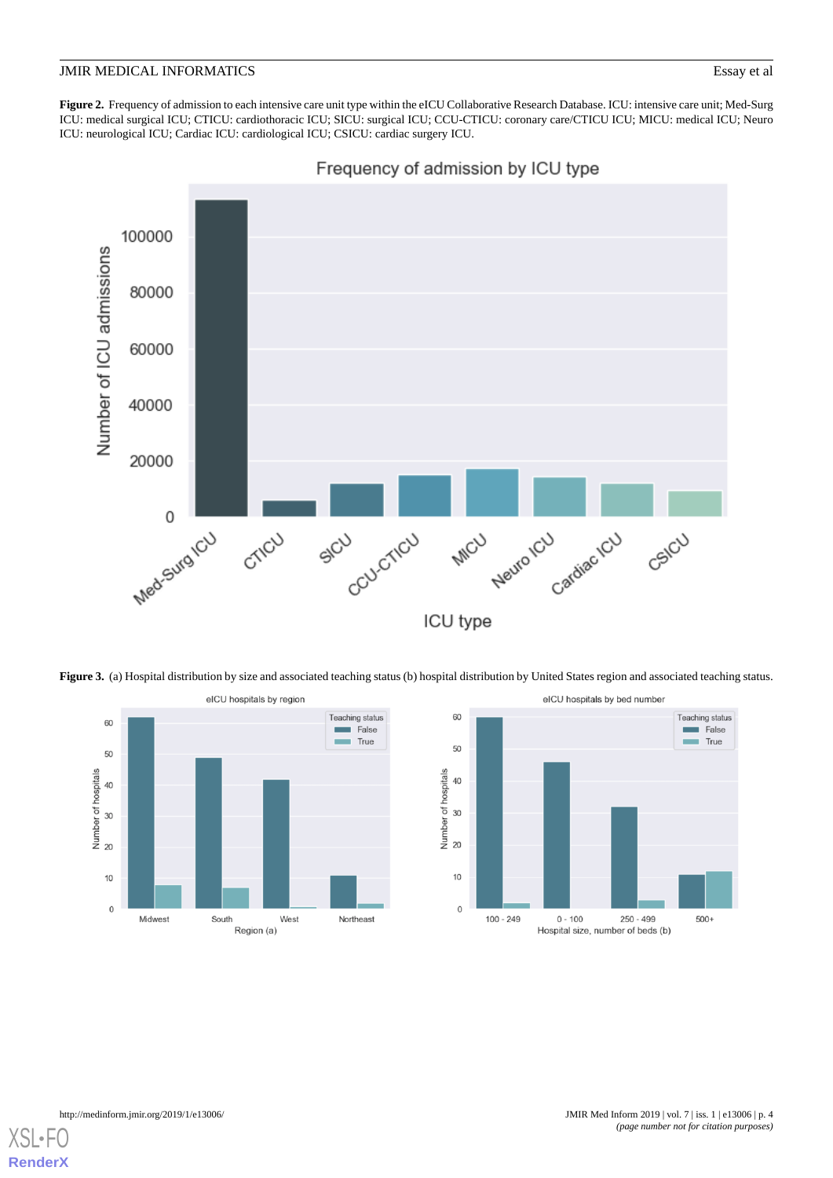**Figure 2.** Frequency of admission to each intensive care unit type within the eICU Collaborative Research Database. ICU: intensive care unit; Med-Surg ICU: medical surgical ICU; CTICU: cardiothoracic ICU; SICU: surgical ICU; CCU-CTICU: coronary care/CTICU ICU; MICU: medical ICU; Neuro ICU: neurological ICU; Cardiac ICU: cardiological ICU; CSICU: cardiac surgery ICU.

**Figure 3.** (a) Hospital distribution by size and associated teaching status (b) hospital distribution by United States region and associated teaching status.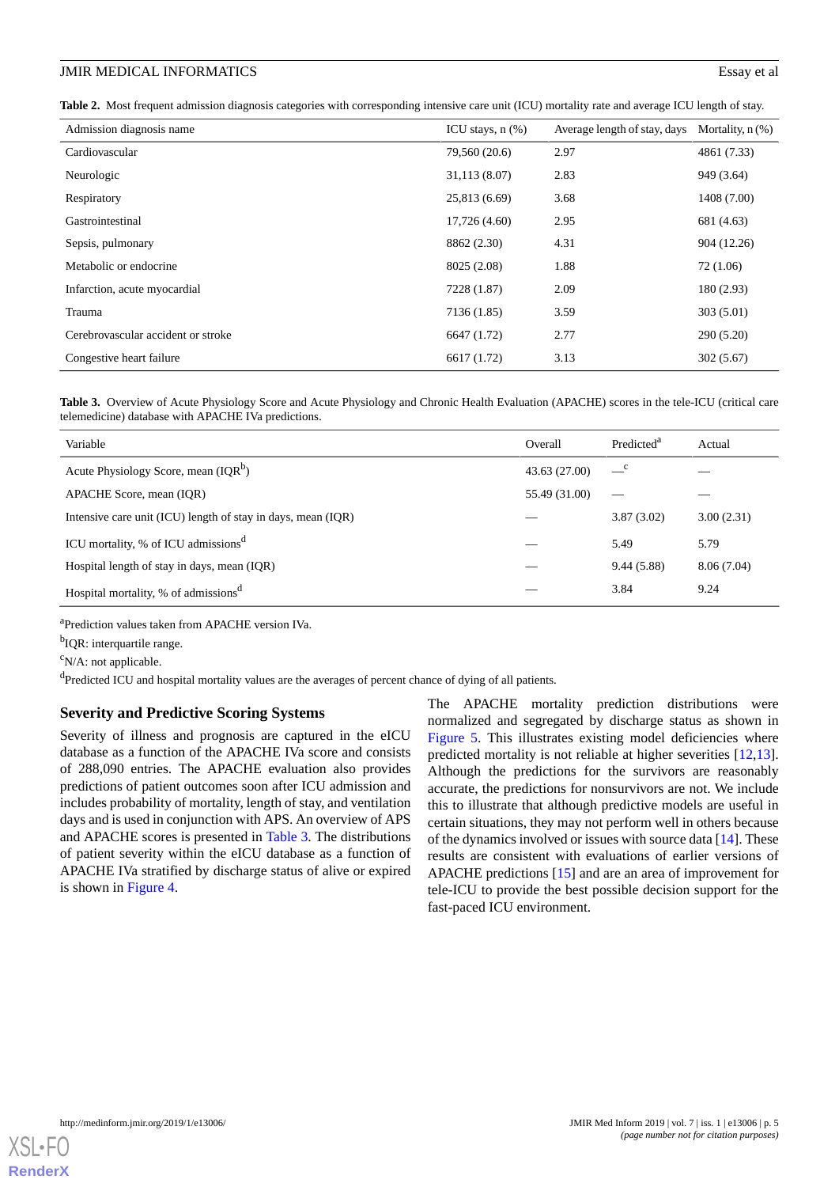**Table 2.** Most frequent admission diagnosis categories with corresponding intensive care unit (ICU) mortality rate and average ICU length of stay.

| Admission diagnosis name | ICU stays, n (%) | Average length of stay, days | Mortality, n (%) |
|---|---|---|---|
| Cardiovascular | 79,560 (20.6) | 2.97 | 4861 (7.33) |
| Neurologic | 31,113 (8.07) | 2.83 | 949 (3.64) |
| Respiratory | 25,813 (6.69) | 3.68 | 1408 (7.00) |
| Gastrointestinal | 17,726 (4.60) | 2.95 | 681 (4.63) |
| Sepsis, pulmonary | 8862 (2.30) | 4.31 | 904 (12.26) |
| Metabolic or endocrine | 8025 (2.08) | 1.88 | 72 (1.06) |
| Infarction, acute myocardial | 7228 (1.87) | 2.09 | 180 (2.93) |
| Trauma | 7136 (1.85) | 3.59 | 303 (5.01) |
| Cerebrovascular accident or stroke | 6647 (1.72) | 2.77 | 290 (5.20) |
| Congestive heart failure | 6617 (1.72) | 3.13 | 302 (5.67) |

**Table 3.** Overview of Acute Physiology Score and Acute Physiology and Chronic Health Evaluation (APACHE) scores in the tele-ICU (critical care telemedicine) database with APACHE IVa predictions.

| Variable | Overall | Predicted[a] | Actual |
|---|---|---|---|
| Acute Physiology Score, mean (IQR[b]) | 43.63 (27.00) | —[c] | — |
| APACHE Score, mean (IQR) | 55.49 (31.00) | — | — |
| Intensive care unit (ICU) length of stay in days, mean (IQR) | — | 3.87 (3.02) | 3.00 (2.31) |
| ICU mortality, % of ICU admissions[d] | — | 5.49 | 5.79 |
| Hospital length of stay in days, mean (IQR) | — | 9.44 (5.88) | 8.06 (7.04) |
| Hospital mortality, % of admissions[d] | — | 3.84 | 9.24 |

[a]Prediction values taken from APACHE version IVa.

[b]IQR: interquartile range.

[c]N/A: not applicable.

[d]Predicted ICU and hospital mortality values are the averages of percent chance of dying of all patients.

### Severity and Predictive Scoring Systems

Severity of illness and prognosis are captured in the eICU database as a function of the APACHE IVa score and consists of 288,090 entries. The APACHE evaluation also provides predictions of patient outcomes soon after ICU admission and includes probability of mortality, length of stay, and ventilation days and is used in conjunction with APS. An overview of APS and APACHE scores is presented in Table 3. The distributions of patient severity within the eICU database as a function of APACHE IVa stratified by discharge status of alive or expired is shown in Figure 4.

The APACHE mortality prediction distributions were normalized and segregated by discharge status as shown in Figure 5. This illustrates existing model deficiencies where predicted mortality is not reliable at higher severities [12,13]. Although the predictions for the survivors are reasonably accurate, the predictions for nonsurvivors are not. We include this to illustrate that although predictive models are useful in certain situations, they may not perform well in others because of the dynamics involved or issues with source data [14]. These results are consistent with evaluations of earlier versions of APACHE predictions [15] and are an area of improvement for tele-ICU to provide the best possible decision support for the fast-paced ICU environment.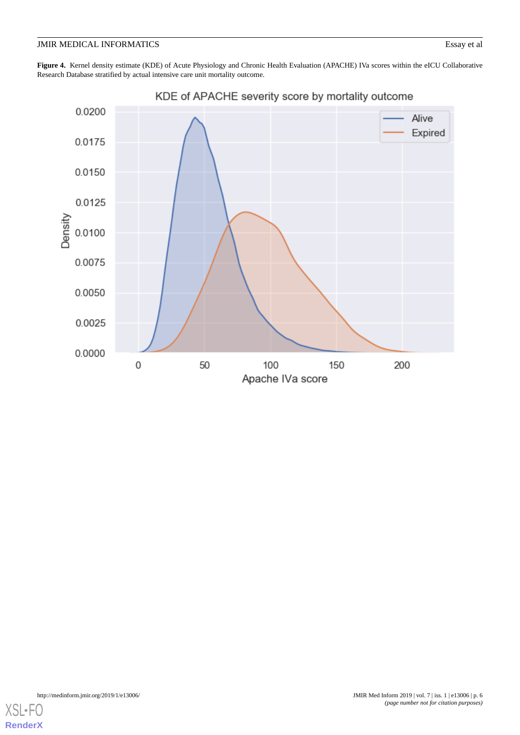**Figure 4.** Kernel density estimate (KDE) of Acute Physiology and Chronic Health Evaluation (APACHE) IVa scores within the eICU Collaborative Research Database stratified by actual intensive care unit mortality outcome.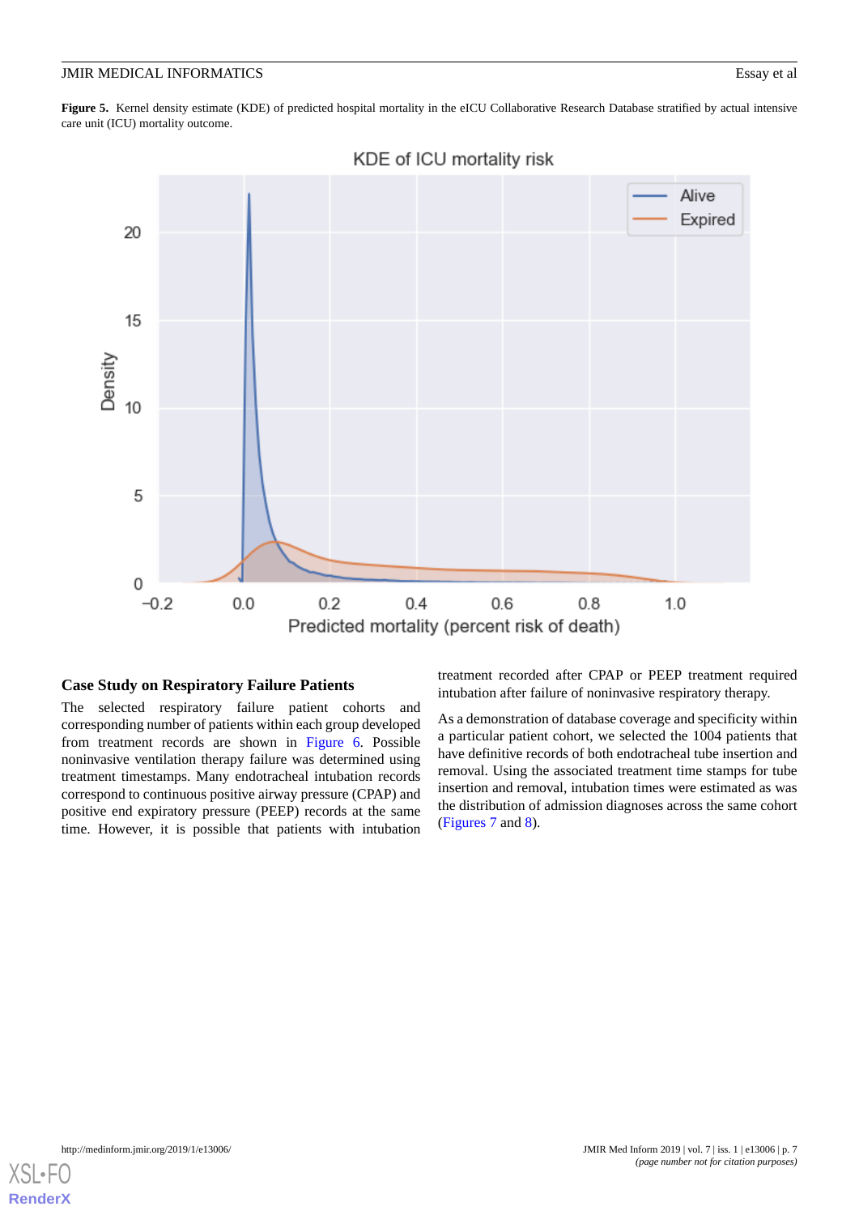**Figure 5.** Kernel density estimate (KDE) of predicted hospital mortality in the eICU Collaborative Research Database stratified by actual intensive care unit (ICU) mortality outcome.

### Case Study on Respiratory Failure Patients

The selected respiratory failure patient cohorts and corresponding number of patients within each group developed from treatment records are shown in Figure 6. Possible noninvasive ventilation therapy failure was determined using treatment timestamps. Many endotracheal intubation records correspond to continuous positive airway pressure (CPAP) and positive end expiratory pressure (PEEP) records at the same time. However, it is possible that patients with intubation treatment recorded after CPAP or PEEP treatment required intubation after failure of noninvasive respiratory therapy.

As a demonstration of database coverage and specificity within a particular patient cohort, we selected the 1004 patients that have definitive records of both endotracheal tube insertion and removal. Using the associated treatment time stamps for tube insertion and removal, intubation times were estimated as was the distribution of admission diagnoses across the same cohort (Figures 7 and 8).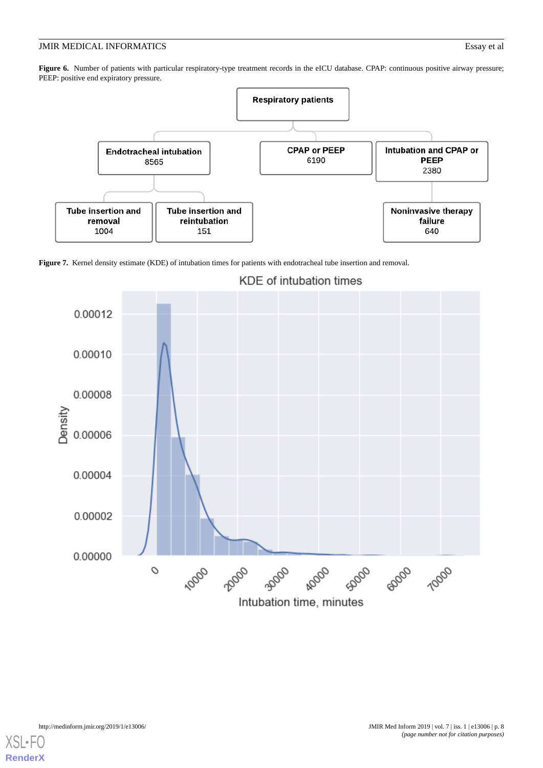**Figure 6.** Number of patients with particular respiratory-type treatment records in the eICU database. CPAP: continuous positive airway pressure; PEEP: positive end expiratory pressure.

**Figure 7.** Kernel density estimate (KDE) of intubation times for patients with endotracheal tube insertion and removal.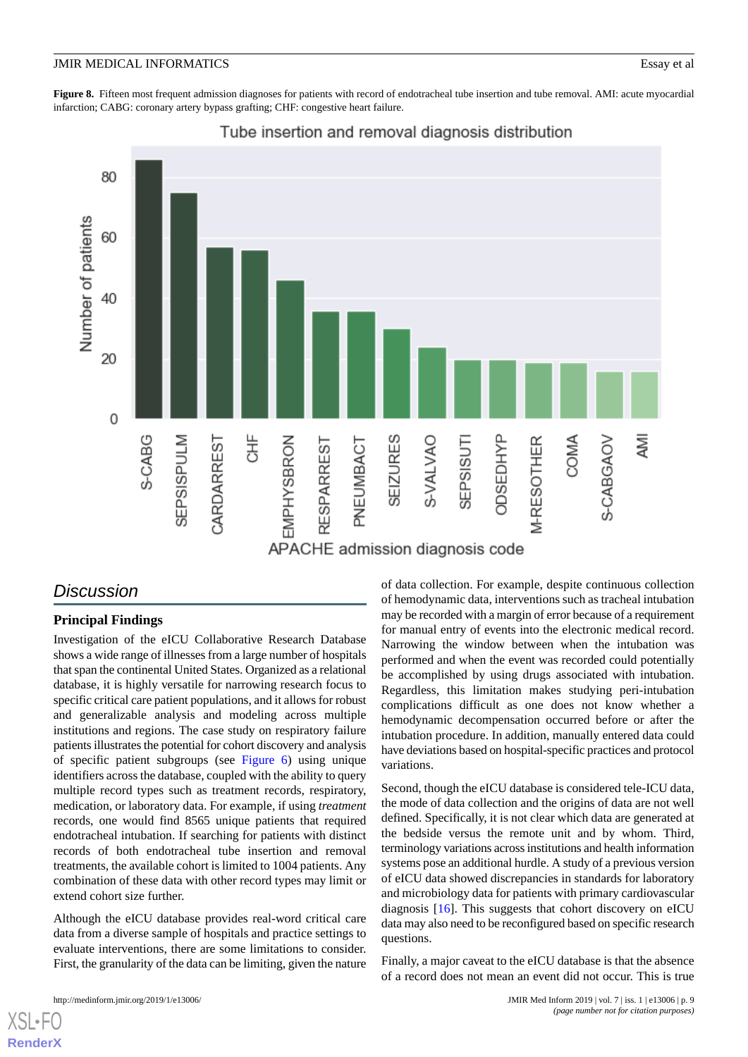**Figure 8.** Fifteen most frequent admission diagnoses for patients with record of endotracheal tube insertion and tube removal. AMI: acute myocardial infarction; CABG: coronary artery bypass grafting; CHF: congestive heart failure.

## Discussion

### Principal Findings

Investigation of the eICU Collaborative Research Database shows a wide range of illnesses from a large number of hospitals that span the continental United States. Organized as a relational database, it is highly versatile for narrowing research focus to specific critical care patient populations, and it allows for robust and generalizable analysis and modeling across multiple institutions and regions. The case study on respiratory failure patients illustrates the potential for cohort discovery and analysis of specific patient subgroups (see Figure 6) using unique identifiers across the database, coupled with the ability to query multiple record types such as treatment records, respiratory, medication, or laboratory data. For example, if using *treatment* records, one would find 8565 unique patients that required endotracheal intubation. If searching for patients with distinct records of both endotracheal tube insertion and removal treatments, the available cohort is limited to 1004 patients. Any combination of these data with other record types may limit or extend cohort size further.

Although the eICU database provides real-word critical care data from a diverse sample of hospitals and practice settings to evaluate interventions, there are some limitations to consider. First, the granularity of the data can be limiting, given the nature of data collection. For example, despite continuous collection of hemodynamic data, interventions such as tracheal intubation may be recorded with a margin of error because of a requirement for manual entry of events into the electronic medical record. Narrowing the window between when the intubation was performed and when the event was recorded could potentially be accomplished by using drugs associated with intubation. Regardless, this limitation makes studying peri-intubation complications difficult as one does not know whether a hemodynamic decompensation occurred before or after the intubation procedure. In addition, manually entered data could have deviations based on hospital-specific practices and protocol variations.

Second, though the eICU database is considered tele-ICU data, the mode of data collection and the origins of data are not well defined. Specifically, it is not clear which data are generated at the bedside versus the remote unit and by whom. Third, terminology variations across institutions and health information systems pose an additional hurdle. A study of a previous version of eICU data showed discrepancies in standards for laboratory and microbiology data for patients with primary cardiovascular diagnosis [16]. This suggests that cohort discovery on eICU data may also need to be reconfigured based on specific research questions.

Finally, a major caveat to the eICU database is that the absence of a record does not mean an event did not occur. This is true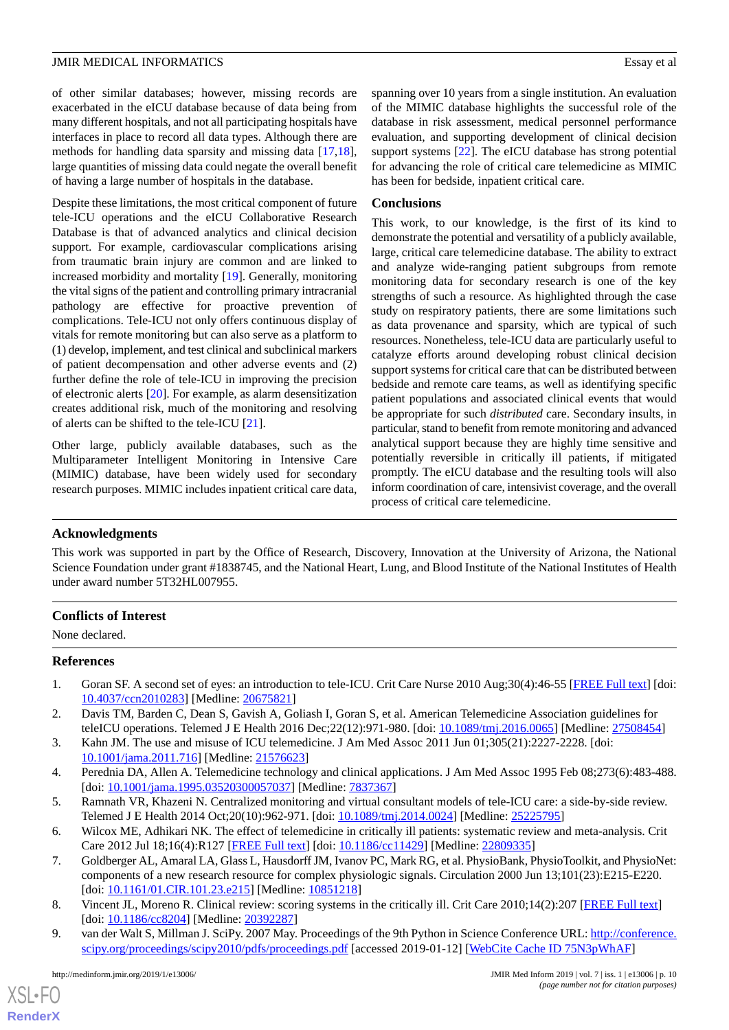of other similar databases; however, missing records are exacerbated in the eICU database because of data being from many different hospitals, and not all participating hospitals have interfaces in place to record all data types. Although there are methods for handling data sparsity and missing data [17,18], large quantities of missing data could negate the overall benefit of having a large number of hospitals in the database.

Despite these limitations, the most critical component of future tele-ICU operations and the eICU Collaborative Research Database is that of advanced analytics and clinical decision support. For example, cardiovascular complications arising from traumatic brain injury are common and are linked to increased morbidity and mortality [19]. Generally, monitoring the vital signs of the patient and controlling primary intracranial pathology are effective for proactive prevention of complications. Tele-ICU not only offers continuous display of vitals for remote monitoring but can also serve as a platform to (1) develop, implement, and test clinical and subclinical markers of patient decompensation and other adverse events and (2) further define the role of tele-ICU in improving the precision of electronic alerts [20]. For example, as alarm desensitization creates additional risk, much of the monitoring and resolving of alerts can be shifted to the tele-ICU [21].

Other large, publicly available databases, such as the Multiparameter Intelligent Monitoring in Intensive Care (MIMIC) database, have been widely used for secondary research purposes. MIMIC includes inpatient critical care data, spanning over 10 years from a single institution. An evaluation of the MIMIC database highlights the successful role of the database in risk assessment, medical personnel performance evaluation, and supporting development of clinical decision support systems [22]. The eICU database has strong potential for advancing the role of critical care telemedicine as MIMIC has been for bedside, inpatient critical care.

### Conclusions

This work, to our knowledge, is the first of its kind to demonstrate the potential and versatility of a publicly available, large, critical care telemedicine database. The ability to extract and analyze wide-ranging patient subgroups from remote monitoring data for secondary research is one of the key strengths of such a resource. As highlighted through the case study on respiratory patients, there are some limitations such as data provenance and sparsity, which are typical of such resources. Nonetheless, tele-ICU data are particularly useful to catalyze efforts around developing robust clinical decision support systems for critical care that can be distributed between bedside and remote care teams, as well as identifying specific patient populations and associated clinical events that would be appropriate for such *distributed* care. Secondary insults, in particular, stand to benefit from remote monitoring and advanced analytical support because they are highly time sensitive and potentially reversible in critically ill patients, if mitigated promptly. The eICU database and the resulting tools will also inform coordination of care, intensivist coverage, and the overall process of critical care telemedicine.

## Acknowledgments

This work was supported in part by the Office of Research, Discovery, Innovation at the University of Arizona, the National Science Foundation under grant #1838745, and the National Heart, Lung, and Blood Institute of the National Institutes of Health under award number 5T32HL007955.

## Conflicts of Interest

None declared.

## References

1. Goran SF. A second set of eyes: an introduction to tele-ICU. Crit Care Nurse 2010 Aug;30(4):46-55 [FREE Full text] [doi: 10.4037/ccn2010283] [Medline: 20675821]
2. Davis TM, Barden C, Dean S, Gavish A, Goliash I, Goran S, et al. American Telemedicine Association guidelines for teleICU operations. Telemed J E Health 2016 Dec;22(12):971-980. [doi: 10.1089/tmj.2016.0065] [Medline: 27508454]
3. Kahn JM. The use and misuse of ICU telemedicine. J Am Med Assoc 2011 Jun 01;305(21):2227-2228. [doi: 10.1001/jama.2011.716] [Medline: 21576623]
4. Perednia DA, Allen A. Telemedicine technology and clinical applications. J Am Med Assoc 1995 Feb 08;273(6):483-488. [doi: 10.1001/jama.1995.03520300057037] [Medline: 7837367]
5. Ramnath VR, Khazeni N. Centralized monitoring and virtual consultant models of tele-ICU care: a side-by-side review. Telemed J E Health 2014 Oct;20(10):962-971. [doi: 10.1089/tmj.2014.0024] [Medline: 25225795]
6. Wilcox ME, Adhikari NK. The effect of telemedicine in critically ill patients: systematic review and meta-analysis. Crit Care 2012 Jul 18;16(4):R127 [FREE Full text] [doi: 10.1186/cc11429] [Medline: 22809335]
7. Goldberger AL, Amaral LA, Glass L, Hausdorff JM, Ivanov PC, Mark RG, et al. PhysioBank, PhysioToolkit, and PhysioNet: components of a new research resource for complex physiologic signals. Circulation 2000 Jun 13;101(23):E215-E220. [doi: 10.1161/01.CIR.101.23.e215] [Medline: 10851218]
8. Vincent JL, Moreno R. Clinical review: scoring systems in the critically ill. Crit Care 2010;14(2):207 [FREE Full text] [doi: 10.1186/cc8204] [Medline: 20392287]
9. van der Walt S, Millman J. SciPy. 2007 May. Proceedings of the 9th Python in Science Conference URL: http://conference.scipy.org/proceedings/scipy2010/pdfs/proceedings.pdf [accessed 2019-01-12] [WebCite Cache ID 75N3pWhAF]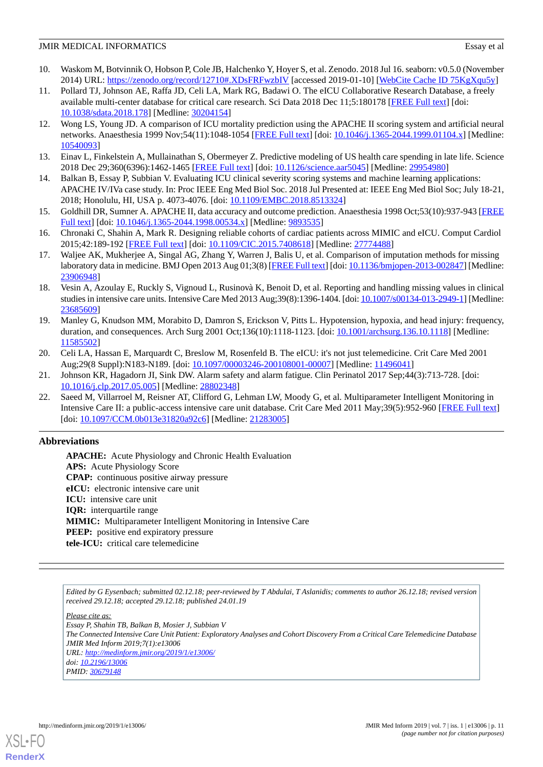10. Waskom M, Botvinnik O, Hobson P, Cole JB, Halchenko Y, Hoyer S, et al. Zenodo. 2018 Jul 16. seaborn: v0.5.0 (November 2014) URL: https://zenodo.org/record/12710#.XDsFRFwzbIV [accessed 2019-01-10] [WebCite Cache ID 75KgXqu5y]
11. Pollard TJ, Johnson AE, Raffa JD, Celi LA, Mark RG, Badawi O. The eICU Collaborative Research Database, a freely available multi-center database for critical care research. Sci Data 2018 Dec 11;5:180178 [FREE Full text] [doi: 10.1038/sdata.2018.178] [Medline: 30204154]
12. Wong LS, Young JD. A comparison of ICU mortality prediction using the APACHE II scoring system and artificial neural networks. Anaesthesia 1999 Nov;54(11):1048-1054 [FREE Full text] [doi: 10.1046/j.1365-2044.1999.01104.x] [Medline: 10540093]
13. Einav L, Finkelstein A, Mullainathan S, Obermeyer Z. Predictive modeling of US health care spending in late life. Science 2018 Dec 29;360(6396):1462-1465 [FREE Full text] [doi: 10.1126/science.aar5045] [Medline: 29954980]
14. Balkan B, Essay P, Subbian V. Evaluating ICU clinical severity scoring systems and machine learning applications: APACHE IV/IVa case study. In: Proc IEEE Eng Med Biol Soc. 2018 Jul Presented at: IEEE Eng Med Biol Soc; July 18-21, 2018; Honolulu, HI, USA p. 4073-4076. [doi: 10.1109/EMBC.2018.8513324]
15. Goldhill DR, Sumner A. APACHE II, data accuracy and outcome prediction. Anaesthesia 1998 Oct;53(10):937-943 [FREE Full text] [doi: 10.1046/j.1365-2044.1998.00534.x] [Medline: 9893535]
16. Chronaki C, Shahin A, Mark R. Designing reliable cohorts of cardiac patients across MIMIC and eICU. Comput Cardiol 2015;42:189-192 [FREE Full text] [doi: 10.1109/CIC.2015.7408618] [Medline: 27774488]
17. Waljee AK, Mukherjee A, Singal AG, Zhang Y, Warren J, Balis U, et al. Comparison of imputation methods for missing laboratory data in medicine. BMJ Open 2013 Aug 01;3(8) [FREE Full text] [doi: 10.1136/bmjopen-2013-002847] [Medline: 23906948]
18. Vesin A, Azoulay E, Ruckly S, Vignoud L, Rusinovà K, Benoit D, et al. Reporting and handling missing values in clinical studies in intensive care units. Intensive Care Med 2013 Aug;39(8):1396-1404. [doi: 10.1007/s00134-013-2949-1] [Medline: 23685609]
19. Manley G, Knudson MM, Morabito D, Damron S, Erickson V, Pitts L. Hypotension, hypoxia, and head injury: frequency, duration, and consequences. Arch Surg 2001 Oct;136(10):1118-1123. [doi: 10.1001/archsurg.136.10.1118] [Medline: 11585502]
20. Celi LA, Hassan E, Marquardt C, Breslow M, Rosenfeld B. The eICU: it's not just telemedicine. Crit Care Med 2001 Aug;29(8 Suppl):N183-N189. [doi: 10.1097/00003246-200108001-00007] [Medline: 11496041]
21. Johnson KR, Hagadorn JI, Sink DW. Alarm safety and alarm fatigue. Clin Perinatol 2017 Sep;44(3):713-728. [doi: 10.1016/j.clp.2017.05.005] [Medline: 28802348]
22. Saeed M, Villarroel M, Reisner AT, Clifford G, Lehman LW, Moody G, et al. Multiparameter Intelligent Monitoring in Intensive Care II: a public-access intensive care unit database. Crit Care Med 2011 May;39(5):952-960 [FREE Full text] [doi: 10.1097/CCM.0b013e31820a92c6] [Medline: 21283005]

## Abbreviations

**APACHE:** Acute Physiology and Chronic Health Evaluation
**APS:** Acute Physiology Score
**CPAP:** continuous positive airway pressure
**eICU:** electronic intensive care unit
**ICU:** intensive care unit
**IQR:** interquartile range
**MIMIC:** Multiparameter Intelligent Monitoring in Intensive Care
**PEEP:** positive end expiratory pressure
**tele-ICU:** critical care telemedicine

*Edited by G Eysenbach; submitted 02.12.18; peer-reviewed by T Abdulai, T Aslanidis; comments to author 26.12.18; revised version received 29.12.18; accepted 29.12.18; published 24.01.19*

*Please cite as:*
*Essay P, Shahin TB, Balkan B, Mosier J, Subbian V*
*The Connected Intensive Care Unit Patient: Exploratory Analyses and Cohort Discovery From a Critical Care Telemedicine Database*
*JMIR Med Inform 2019;7(1):e13006*
*URL: http://medinform.jmir.org/2019/1/e13006/*
*doi: 10.2196/13006*
*PMID: 30679148*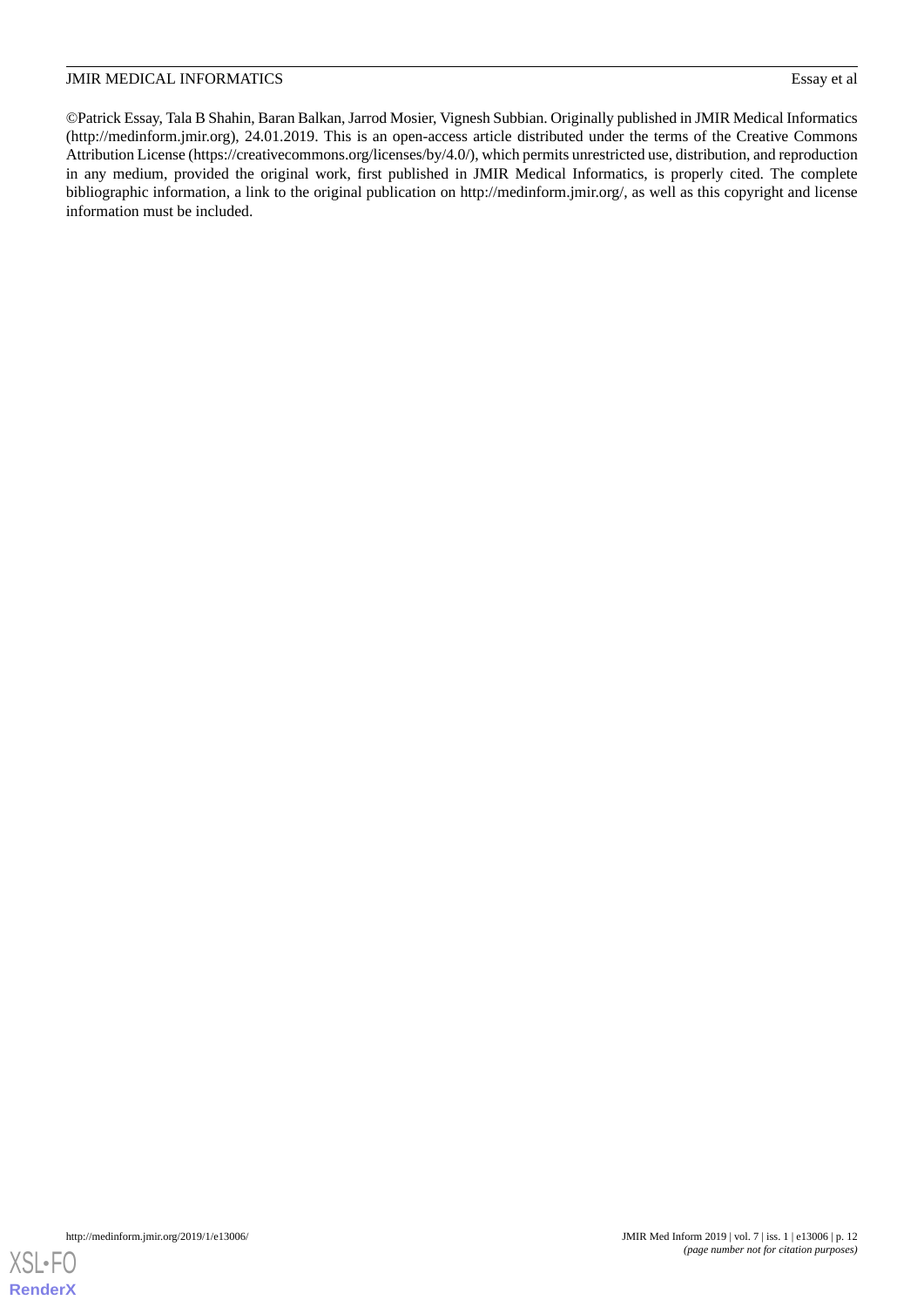©Patrick Essay, Tala B Shahin, Baran Balkan, Jarrod Mosier, Vignesh Subbian. Originally published in JMIR Medical Informatics (http://medinform.jmir.org), 24.01.2019. This is an open-access article distributed under the terms of the Creative Commons Attribution License (https://creativecommons.org/licenses/by/4.0/), which permits unrestricted use, distribution, and reproduction in any medium, provided the original work, first published in JMIR Medical Informatics, is properly cited. The complete bibliographic information, a link to the original publication on http://medinform.jmir.org/, as well as this copyright and license information must be included.